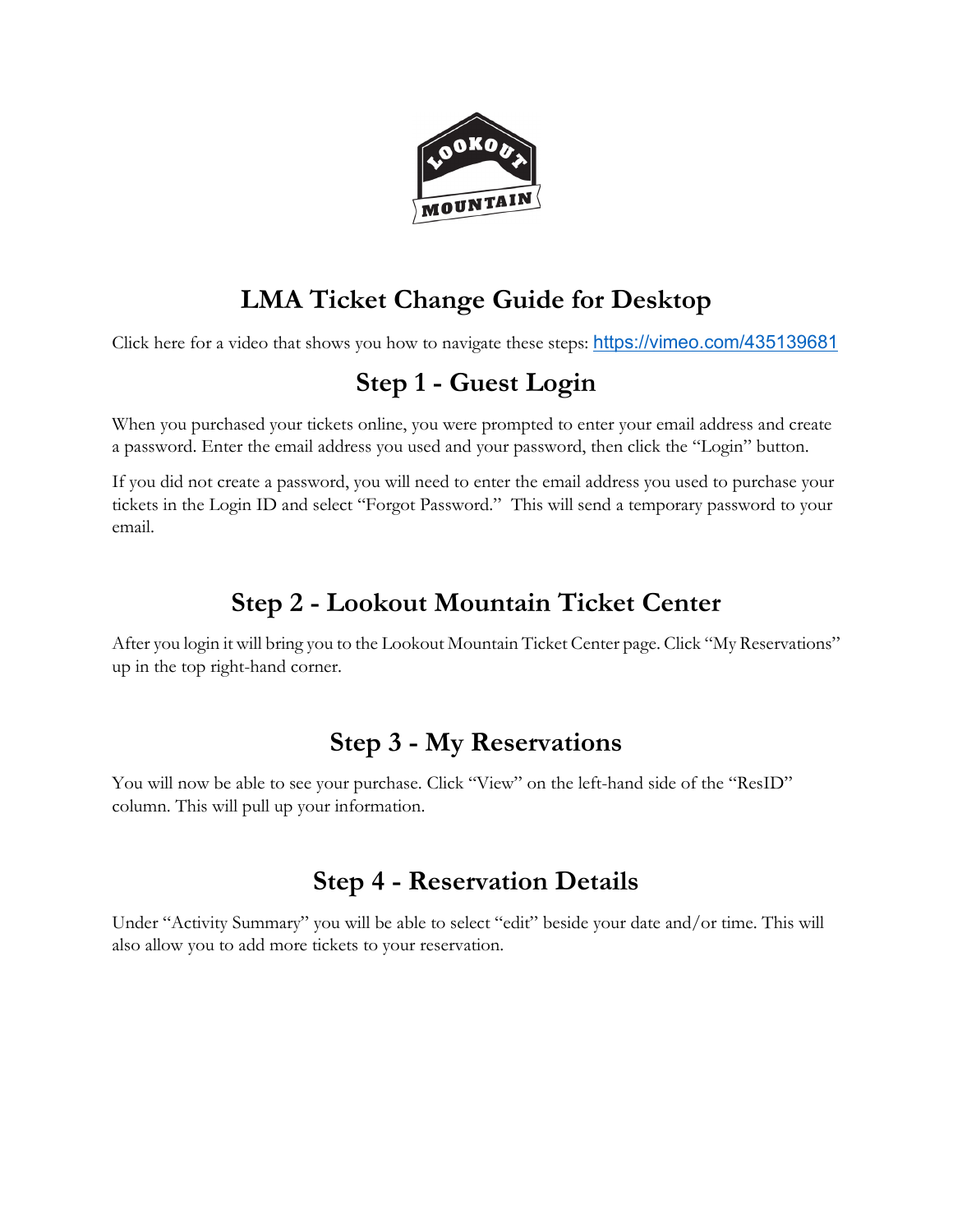# LMA Ticket Change Guide for Desktop

Click here for a video that shows you how to navigate these steps: https://vimeo.com/435139681

## Step 1 - Guest Login

When you purchased your tickets online, you were prompted to enter your email address and create a password. Enter the email address you used and your password, then click the "Login" button.

If you did not create a password, you will need to enter the email address you used to purchase your tickets in the Login ID and select "Forgot Password." This will send a temporary password to your email.

## Step 2 - Lookout Mountain Ticket Center

After you login it will bring you to the Lookout Mountain Ticket Center page. Click "My Reservations" up in the top right-hand corner.

## Step 3 - My Reservations

You will now be able to see your purchase. Click "View" on the left-hand side of the "ResID" column. This will pull up your information.

## Step 4 - Reservation Details

Under "Activity Summary" you will be able to select "edit" beside your date and/or time. This will also allow you to add more tickets to your reservation.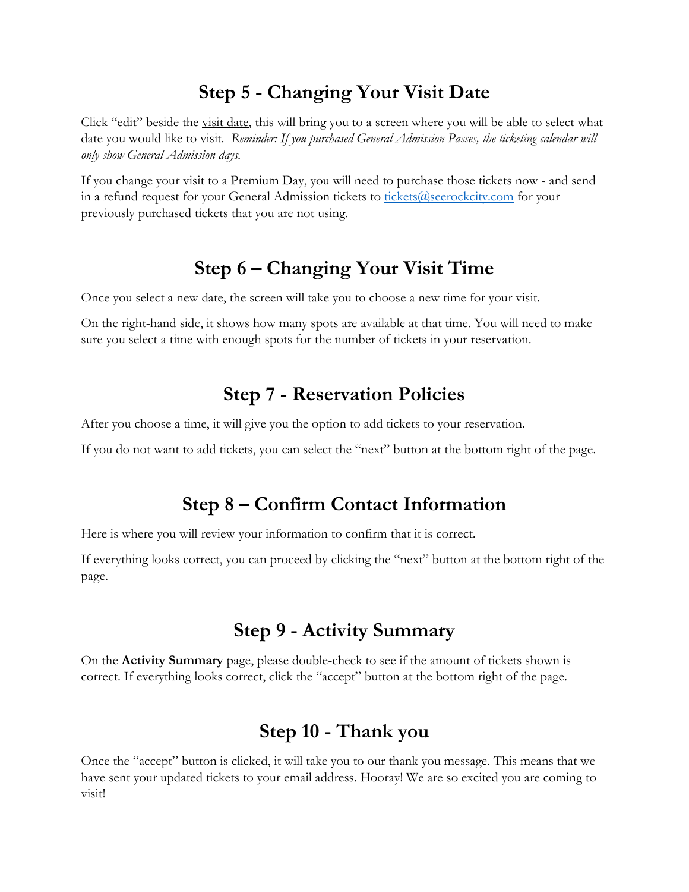## Step 5 - Changing Your Visit Date

Click "edit" beside the visit date, this will bring you to a screen where you will be able to select what date you would like to visit. *Reminder: If you purchased General Admission Passes, the ticketing calendar will only show General Admission days.*

If you change your visit to a Premium Day, you will need to purchase those tickets now - and send in a refund request for your General Admission tickets to [tickets@seerockcity.com](mailto:tickets@seerockcity.com) for your previously purchased tickets that you are not using.

## Step 6 – Changing Your Visit Time

Once you select a new date, the screen will take you to choose a new time for your visit.

On the right-hand side, it shows how many spots are available at that time. You will need to make sure you select a time with enough spots for the number of tickets in your reservation.

## Step 7 - Reservation Policies

After you choose a time, it will give you the option to add tickets to your reservation.

If you do not want to add tickets, you can select the "next" button at the bottom right of the page.

## Step 8 – Confirm Contact Information

Here is where you will review your information to confirm that it is correct.

If everything looks correct, you can proceed by clicking the "next" button at the bottom right of the page.

## Step 9 - Activity Summary

On the **Activity Summary** page, please double-check to see if the amount of tickets shown is correct. If everything looks correct, click the "accept" button at the bottom right of the page.

## Step 10 - Thank you

Once the "accept" button is clicked, it will take you to our thank you message. This means that we have sent your updated tickets to your email address. Hooray! We are so excited you are coming to visit!